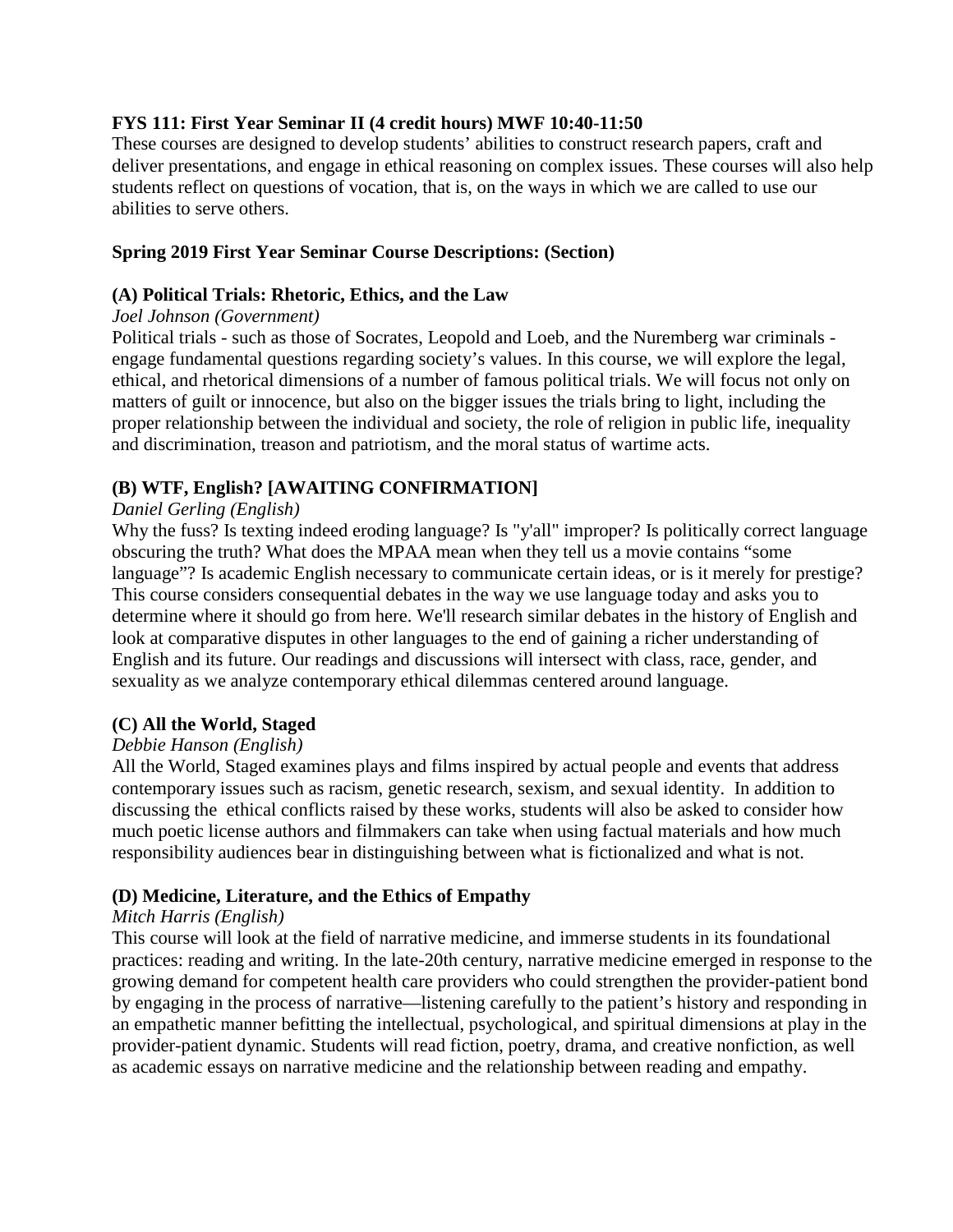**FYS 111: First Year Seminar II (4 credit hours) MWF 10:40-11:50**

These courses are designed to develop students' abilities to construct research papers, craft and deliver presentations, and engage in ethical reasoning on complex issues. These courses will also help students reflect on questions of vocation, that is, on the ways in which we are called to use our abilities to serve others.

**Spring 2019 First Year Seminar Course Descriptions: (Section)**

**(A) Political Trials: Rhetoric, Ethics, and the Law**

*Joel Johnson (Government)*

Political trials - such as those of Socrates, Leopold and Loeb, and the Nuremberg war criminals - engage fundamental questions regarding society's values. In this course, we will explore the legal, ethical, and rhetorical dimensions of a number of famous political trials. We will focus not only on matters of guilt or innocence, but also on the bigger issues the trials bring to light, including the proper relationship between the individual and society, the role of religion in public life, inequality and discrimination, treason and patriotism, and the moral status of wartime acts.

**(B) WTF, English? [AWAITING CONFIRMATION]**

*Daniel Gerling (English)*

Why the fuss? Is texting indeed eroding language? Is "y'all" improper? Is politically correct language obscuring the truth? What does the MPAA mean when they tell us a movie contains "some language"? Is academic English necessary to communicate certain ideas, or is it merely for prestige? This course considers consequential debates in the way we use language today and asks you to determine where it should go from here. We'll research similar debates in the history of English and look at comparative disputes in other languages to the end of gaining a richer understanding of English and its future. Our readings and discussions will intersect with class, race, gender, and sexuality as we analyze contemporary ethical dilemmas centered around language.

**(C) All the World, Staged**

*Debbie Hanson (English)*

All the World, Staged examines plays and films inspired by actual people and events that address contemporary issues such as racism, genetic research, sexism, and sexual identity. In addition to discussing the ethical conflicts raised by these works, students will also be asked to consider how much poetic license authors and filmmakers can take when using factual materials and how much responsibility audiences bear in distinguishing between what is fictionalized and what is not.

**(D) Medicine, Literature, and the Ethics of Empathy**

*Mitch Harris (English)*

This course will look at the field of narrative medicine, and immerse students in its foundational practices: reading and writing. In the late-20th century, narrative medicine emerged in response to the growing demand for competent health care providers who could strengthen the provider-patient bond by engaging in the process of narrative—listening carefully to the patient's history and responding in an empathetic manner befitting the intellectual, psychological, and spiritual dimensions at play in the provider-patient dynamic. Students will read fiction, poetry, drama, and creative nonfiction, as well as academic essays on narrative medicine and the relationship between reading and empathy.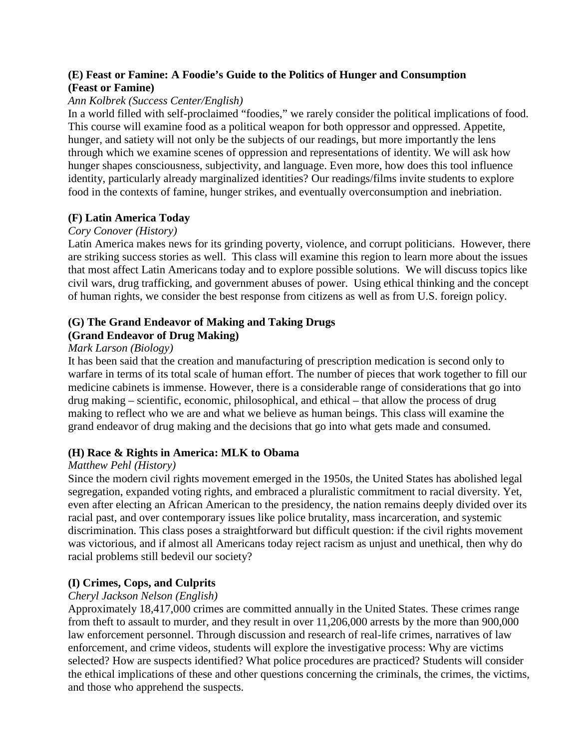**(E) Feast or Famine: A Foodie's Guide to the Politics of Hunger and Consumption**
**(Feast or Famine)**

*Ann Kolbrek (Success Center/English)*

In a world filled with self-proclaimed "foodies," we rarely consider the political implications of food. This course will examine food as a political weapon for both oppressor and oppressed. Appetite, hunger, and satiety will not only be the subjects of our readings, but more importantly the lens through which we examine scenes of oppression and representations of identity. We will ask how hunger shapes consciousness, subjectivity, and language. Even more, how does this tool influence identity, particularly already marginalized identities? Our readings/films invite students to explore food in the contexts of famine, hunger strikes, and eventually overconsumption and inebriation.

**(F) Latin America Today**

*Cory Conover (History)*

Latin America makes news for its grinding poverty, violence, and corrupt politicians. However, there are striking success stories as well. This class will examine this region to learn more about the issues that most affect Latin Americans today and to explore possible solutions. We will discuss topics like civil wars, drug trafficking, and government abuses of power. Using ethical thinking and the concept of human rights, we consider the best response from citizens as well as from U.S. foreign policy.

**(G) The Grand Endeavor of Making and Taking Drugs**
**(Grand Endeavor of Drug Making)**

*Mark Larson (Biology)*

It has been said that the creation and manufacturing of prescription medication is second only to warfare in terms of its total scale of human effort. The number of pieces that work together to fill our medicine cabinets is immense. However, there is a considerable range of considerations that go into drug making – scientific, economic, philosophical, and ethical – that allow the process of drug making to reflect who we are and what we believe as human beings. This class will examine the grand endeavor of drug making and the decisions that go into what gets made and consumed.

**(H) Race & Rights in America: MLK to Obama**

*Matthew Pehl (History)*

Since the modern civil rights movement emerged in the 1950s, the United States has abolished legal segregation, expanded voting rights, and embraced a pluralistic commitment to racial diversity. Yet, even after electing an African American to the presidency, the nation remains deeply divided over its racial past, and over contemporary issues like police brutality, mass incarceration, and systemic discrimination. This class poses a straightforward but difficult question: if the civil rights movement was victorious, and if almost all Americans today reject racism as unjust and unethical, then why do racial problems still bedevil our society?

**(I) Crimes, Cops, and Culprits**

*Cheryl Jackson Nelson (English)*

Approximately 18,417,000 crimes are committed annually in the United States. These crimes range from theft to assault to murder, and they result in over 11,206,000 arrests by the more than 900,000 law enforcement personnel. Through discussion and research of real-life crimes, narratives of law enforcement, and crime videos, students will explore the investigative process: Why are victims selected? How are suspects identified? What police procedures are practiced? Students will consider the ethical implications of these and other questions concerning the criminals, the crimes, the victims, and those who apprehend the suspects.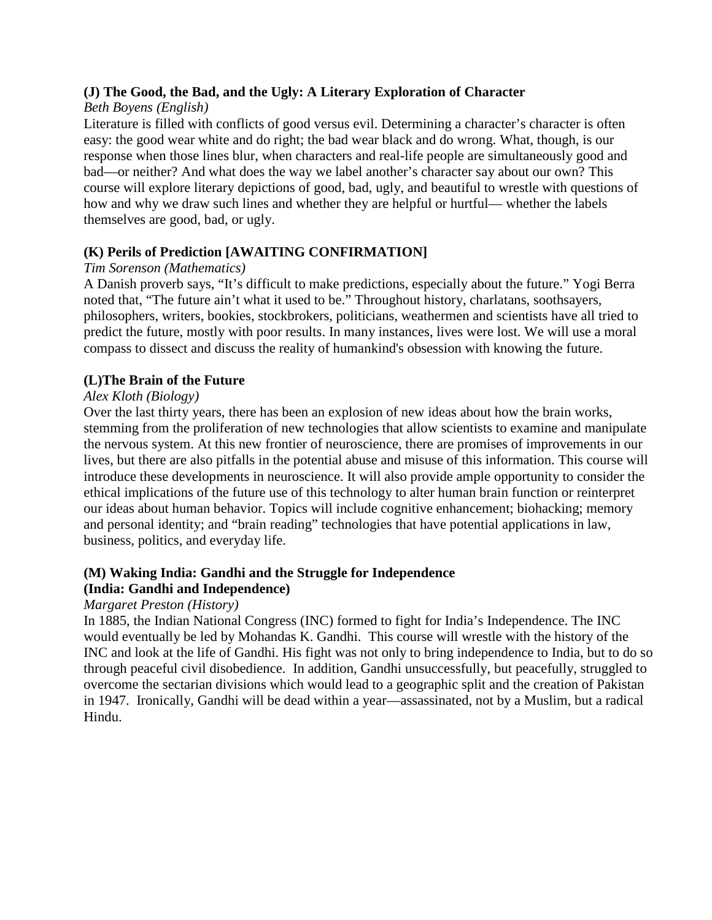**(J) The Good, the Bad, and the Ugly: A Literary Exploration of Character**

*Beth Boyens (English)*

Literature is filled with conflicts of good versus evil. Determining a character's character is often easy: the good wear white and do right; the bad wear black and do wrong. What, though, is our response when those lines blur, when characters and real-life people are simultaneously good and bad—or neither? And what does the way we label another's character say about our own? This course will explore literary depictions of good, bad, ugly, and beautiful to wrestle with questions of how and why we draw such lines and whether they are helpful or hurtful— whether the labels themselves are good, bad, or ugly.

**(K) Perils of Prediction [AWAITING CONFIRMATION]**

*Tim Sorenson (Mathematics)*

A Danish proverb says, "It's difficult to make predictions, especially about the future." Yogi Berra noted that, "The future ain't what it used to be." Throughout history, charlatans, soothsayers, philosophers, writers, bookies, stockbrokers, politicians, weathermen and scientists have all tried to predict the future, mostly with poor results. In many instances, lives were lost. We will use a moral compass to dissect and discuss the reality of humankind's obsession with knowing the future.

**(L)The Brain of the Future**

*Alex Kloth (Biology)*

Over the last thirty years, there has been an explosion of new ideas about how the brain works, stemming from the proliferation of new technologies that allow scientists to examine and manipulate the nervous system. At this new frontier of neuroscience, there are promises of improvements in our lives, but there are also pitfalls in the potential abuse and misuse of this information. This course will introduce these developments in neuroscience. It will also provide ample opportunity to consider the ethical implications of the future use of this technology to alter human brain function or reinterpret our ideas about human behavior. Topics will include cognitive enhancement; biohacking; memory and personal identity; and "brain reading" technologies that have potential applications in law, business, politics, and everyday life.

**(M) Waking India: Gandhi and the Struggle for Independence**
**(India: Gandhi and Independence)**

*Margaret Preston (History)*

In 1885, the Indian National Congress (INC) formed to fight for India's Independence. The INC would eventually be led by Mohandas K. Gandhi. This course will wrestle with the history of the INC and look at the life of Gandhi. His fight was not only to bring independence to India, but to do so through peaceful civil disobedience. In addition, Gandhi unsuccessfully, but peacefully, struggled to overcome the sectarian divisions which would lead to a geographic split and the creation of Pakistan in 1947. Ironically, Gandhi will be dead within a year—assassinated, not by a Muslim, but a radical Hindu.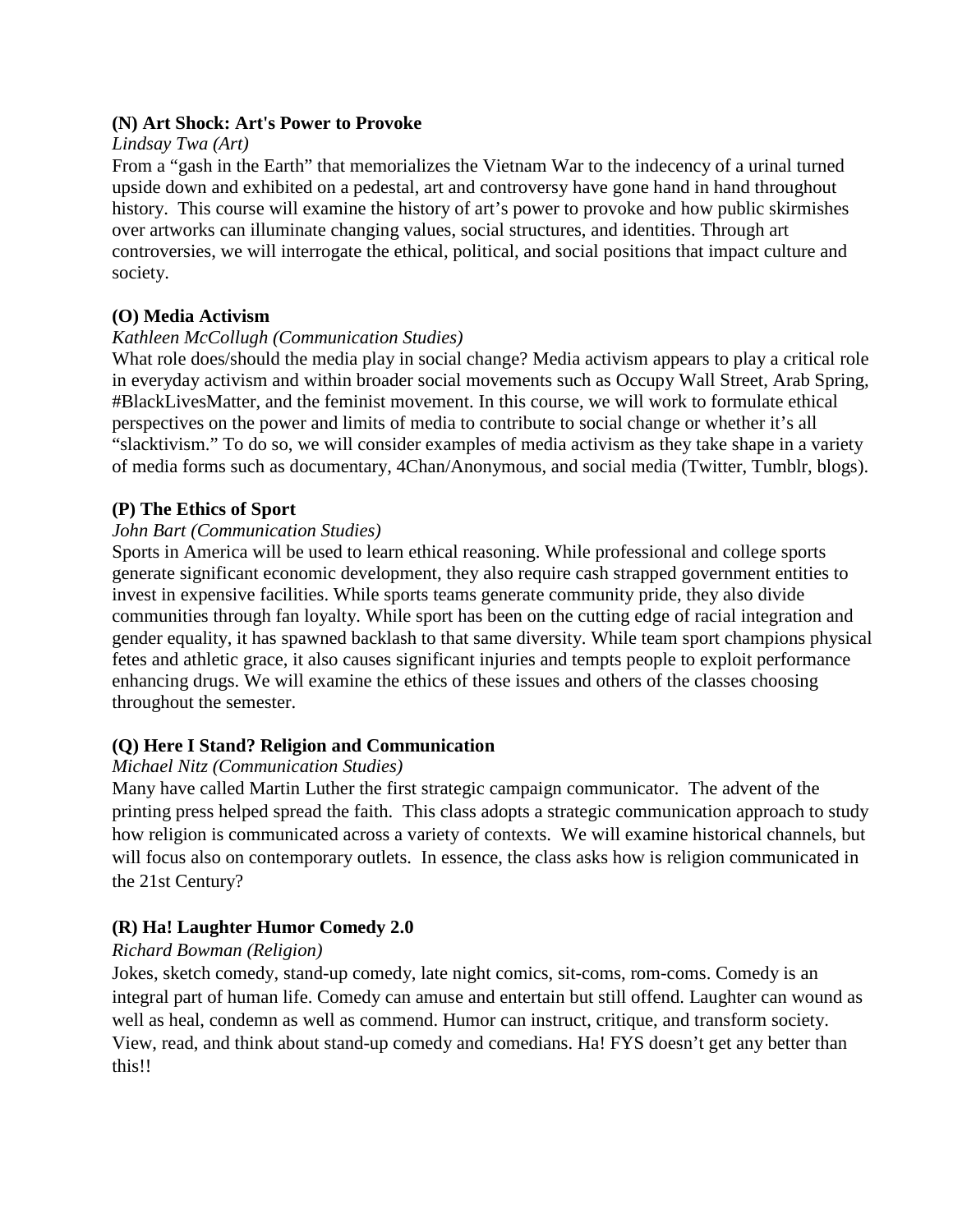**(N) Art Shock: Art's Power to Provoke**

*Lindsay Twa (Art)*

From a "gash in the Earth" that memorializes the Vietnam War to the indecency of a urinal turned upside down and exhibited on a pedestal, art and controversy have gone hand in hand throughout history. This course will examine the history of art's power to provoke and how public skirmishes over artworks can illuminate changing values, social structures, and identities. Through art controversies, we will interrogate the ethical, political, and social positions that impact culture and society.

**(O) Media Activism**

*Kathleen McCollugh (Communication Studies)*

What role does/should the media play in social change? Media activism appears to play a critical role in everyday activism and within broader social movements such as Occupy Wall Street, Arab Spring, #BlackLivesMatter, and the feminist movement. In this course, we will work to formulate ethical perspectives on the power and limits of media to contribute to social change or whether it's all "slacktivism." To do so, we will consider examples of media activism as they take shape in a variety of media forms such as documentary, 4Chan/Anonymous, and social media (Twitter, Tumblr, blogs).

**(P) The Ethics of Sport**

*John Bart (Communication Studies)*

Sports in America will be used to learn ethical reasoning. While professional and college sports generate significant economic development, they also require cash strapped government entities to invest in expensive facilities. While sports teams generate community pride, they also divide communities through fan loyalty. While sport has been on the cutting edge of racial integration and gender equality, it has spawned backlash to that same diversity. While team sport champions physical fetes and athletic grace, it also causes significant injuries and tempts people to exploit performance enhancing drugs. We will examine the ethics of these issues and others of the classes choosing throughout the semester.

**(Q) Here I Stand? Religion and Communication**

*Michael Nitz (Communication Studies)*

Many have called Martin Luther the first strategic campaign communicator. The advent of the printing press helped spread the faith. This class adopts a strategic communication approach to study how religion is communicated across a variety of contexts. We will examine historical channels, but will focus also on contemporary outlets. In essence, the class asks how is religion communicated in the 21st Century?

**(R) Ha! Laughter Humor Comedy 2.0**

*Richard Bowman (Religion)*

Jokes, sketch comedy, stand-up comedy, late night comics, sit-coms, rom-coms. Comedy is an integral part of human life. Comedy can amuse and entertain but still offend. Laughter can wound as well as heal, condemn as well as commend. Humor can instruct, critique, and transform society. View, read, and think about stand-up comedy and comedians. Ha! FYS doesn't get any better than this!!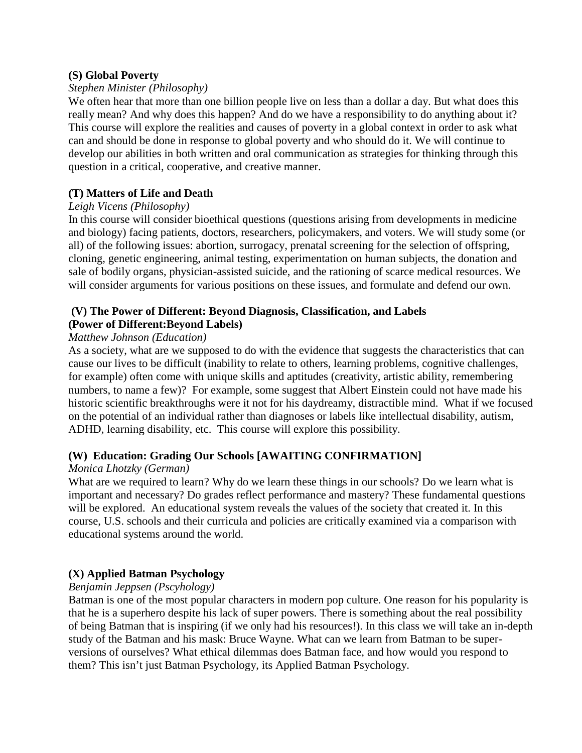**(S) Global Poverty**

*Stephen Minister (Philosophy)*

We often hear that more than one billion people live on less than a dollar a day. But what does this really mean? And why does this happen? And do we have a responsibility to do anything about it? This course will explore the realities and causes of poverty in a global context in order to ask what can and should be done in response to global poverty and who should do it. We will continue to develop our abilities in both written and oral communication as strategies for thinking through this question in a critical, cooperative, and creative manner.

**(T) Matters of Life and Death**

*Leigh Vicens (Philosophy)*

In this course will consider bioethical questions (questions arising from developments in medicine and biology) facing patients, doctors, researchers, policymakers, and voters. We will study some (or all) of the following issues: abortion, surrogacy, prenatal screening for the selection of offspring, cloning, genetic engineering, animal testing, experimentation on human subjects, the donation and sale of bodily organs, physician-assisted suicide, and the rationing of scarce medical resources. We will consider arguments for various positions on these issues, and formulate and defend our own.

**(V) The Power of Different: Beyond Diagnosis, Classification, and Labels (Power of Different:Beyond Labels)**

*Matthew Johnson (Education)*

As a society, what are we supposed to do with the evidence that suggests the characteristics that can cause our lives to be difficult (inability to relate to others, learning problems, cognitive challenges, for example) often come with unique skills and aptitudes (creativity, artistic ability, remembering numbers, to name a few)? For example, some suggest that Albert Einstein could not have made his historic scientific breakthroughs were it not for his daydreamy, distractible mind. What if we focused on the potential of an individual rather than diagnoses or labels like intellectual disability, autism, ADHD, learning disability, etc. This course will explore this possibility.

**(W) Education: Grading Our Schools [AWAITING CONFIRMATION]**

*Monica Lhotzky (German)*

What are we required to learn? Why do we learn these things in our schools? Do we learn what is important and necessary? Do grades reflect performance and mastery? These fundamental questions will be explored. An educational system reveals the values of the society that created it. In this course, U.S. schools and their curricula and policies are critically examined via a comparison with educational systems around the world.

**(X) Applied Batman Psychology**

*Benjamin Jeppsen (Pscyhology)*

Batman is one of the most popular characters in modern pop culture. One reason for his popularity is that he is a superhero despite his lack of super powers. There is something about the real possibility of being Batman that is inspiring (if we only had his resources!). In this class we will take an in-depth study of the Batman and his mask: Bruce Wayne. What can we learn from Batman to be super-versions of ourselves? What ethical dilemmas does Batman face, and how would you respond to them? This isn't just Batman Psychology, its Applied Batman Psychology.